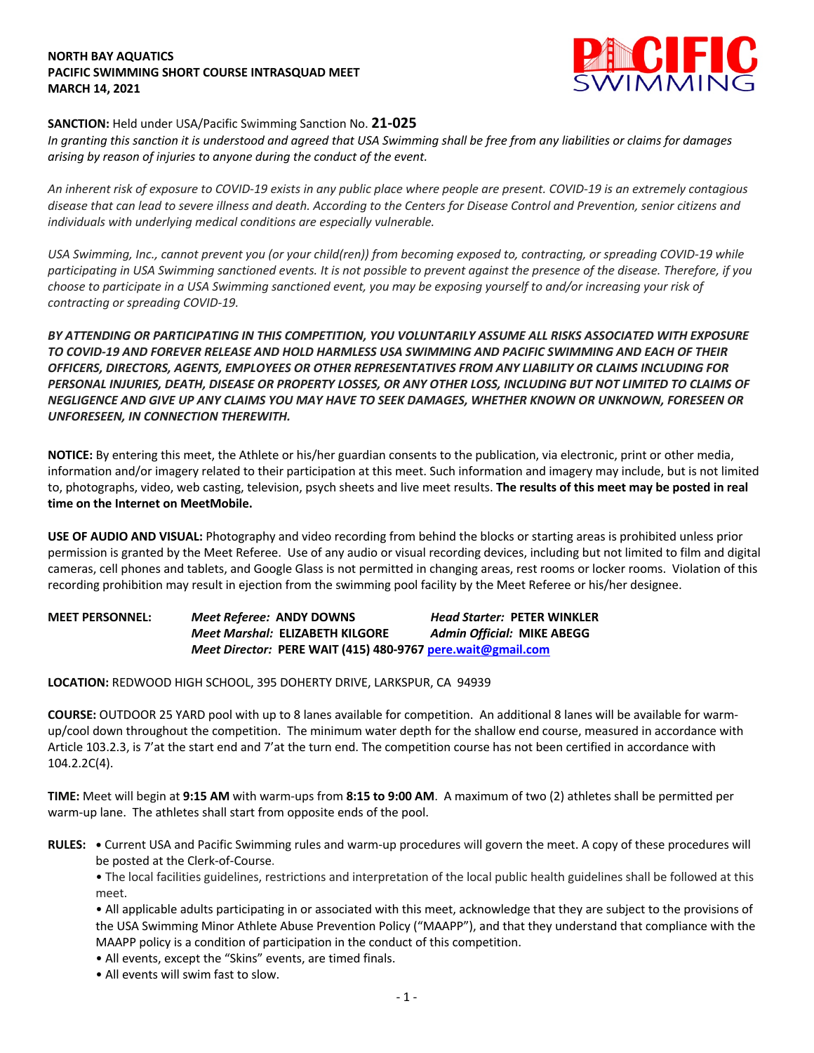**NORTH BAY AQUATICS**
**PACIFIC SWIMMING SHORT COURSE INTRASQUAD MEET**
**MARCH 14, 2021**

**SANCTION:** Held under USA/Pacific Swimming Sanction No. **21-025**
*In granting this sanction it is understood and agreed that USA Swimming shall be free from any liabilities or claims for damages arising by reason of injuries to anyone during the conduct of the event.*

*An inherent risk of exposure to COVID-19 exists in any public place where people are present. COVID-19 is an extremely contagious disease that can lead to severe illness and death. According to the Centers for Disease Control and Prevention, senior citizens and individuals with underlying medical conditions are especially vulnerable.*

*USA Swimming, Inc., cannot prevent you (or your child(ren)) from becoming exposed to, contracting, or spreading COVID-19 while participating in USA Swimming sanctioned events. It is not possible to prevent against the presence of the disease. Therefore, if you choose to participate in a USA Swimming sanctioned event, you may be exposing yourself to and/or increasing your risk of contracting or spreading COVID-19.*

***BY ATTENDING OR PARTICIPATING IN THIS COMPETITION, YOU VOLUNTARILY ASSUME ALL RISKS ASSOCIATED WITH EXPOSURE TO COVID-19 AND FOREVER RELEASE AND HOLD HARMLESS USA SWIMMING AND PACIFIC SWIMMING AND EACH OF THEIR OFFICERS, DIRECTORS, AGENTS, EMPLOYEES OR OTHER REPRESENTATIVES FROM ANY LIABILITY OR CLAIMS INCLUDING FOR PERSONAL INJURIES, DEATH, DISEASE OR PROPERTY LOSSES, OR ANY OTHER LOSS, INCLUDING BUT NOT LIMITED TO CLAIMS OF NEGLIGENCE AND GIVE UP ANY CLAIMS YOU MAY HAVE TO SEEK DAMAGES, WHETHER KNOWN OR UNKNOWN, FORESEEN OR UNFORESEEN, IN CONNECTION THEREWITH.***

**NOTICE:** By entering this meet, the Athlete or his/her guardian consents to the publication, via electronic, print or other media, information and/or imagery related to their participation at this meet. Such information and imagery may include, but is not limited to, photographs, video, web casting, television, psych sheets and live meet results. **The results of this meet may be posted in real time on the Internet on MeetMobile.**

**USE OF AUDIO AND VISUAL:** Photography and video recording from behind the blocks or starting areas is prohibited unless prior permission is granted by the Meet Referee. Use of any audio or visual recording devices, including but not limited to film and digital cameras, cell phones and tablets, and Google Glass is not permitted in changing areas, rest rooms or locker rooms. Violation of this recording prohibition may result in ejection from the swimming pool facility by the Meet Referee or his/her designee.

**MEET PERSONNEL:**
*Meet Referee:* **ANDY DOWNS** — *Head Starter:* **PETER WINKLER**
*Meet Marshal:* **ELIZABETH KILGORE** — *Admin Official:* **MIKE ABEGG**
*Meet Director:* **PERE WAIT (415) 480-9767 pere.wait@gmail.com**

**LOCATION:** REDWOOD HIGH SCHOOL, 395 DOHERTY DRIVE, LARKSPUR, CA 94939

**COURSE:** OUTDOOR 25 YARD pool with up to 8 lanes available for competition. An additional 8 lanes will be available for warm-up/cool down throughout the competition. The minimum water depth for the shallow end course, measured in accordance with Article 103.2.3, is 7'at the start end and 7'at the turn end. The competition course has not been certified in accordance with 104.2.2C(4).

**TIME:** Meet will begin at **9:15 AM** with warm-ups from **8:15 to 9:00 AM**. A maximum of two (2) athletes shall be permitted per warm-up lane. The athletes shall start from opposite ends of the pool.

**RULES:**
- Current USA and Pacific Swimming rules and warm-up procedures will govern the meet. A copy of these procedures will be posted at the Clerk-of-Course.
- The local facilities guidelines, restrictions and interpretation of the local public health guidelines shall be followed at this meet.
- All applicable adults participating in or associated with this meet, acknowledge that they are subject to the provisions of the USA Swimming Minor Athlete Abuse Prevention Policy ("MAAPP"), and that they understand that compliance with the MAAPP policy is a condition of participation in the conduct of this competition.
- All events, except the "Skins" events, are timed finals.
- All events will swim fast to slow.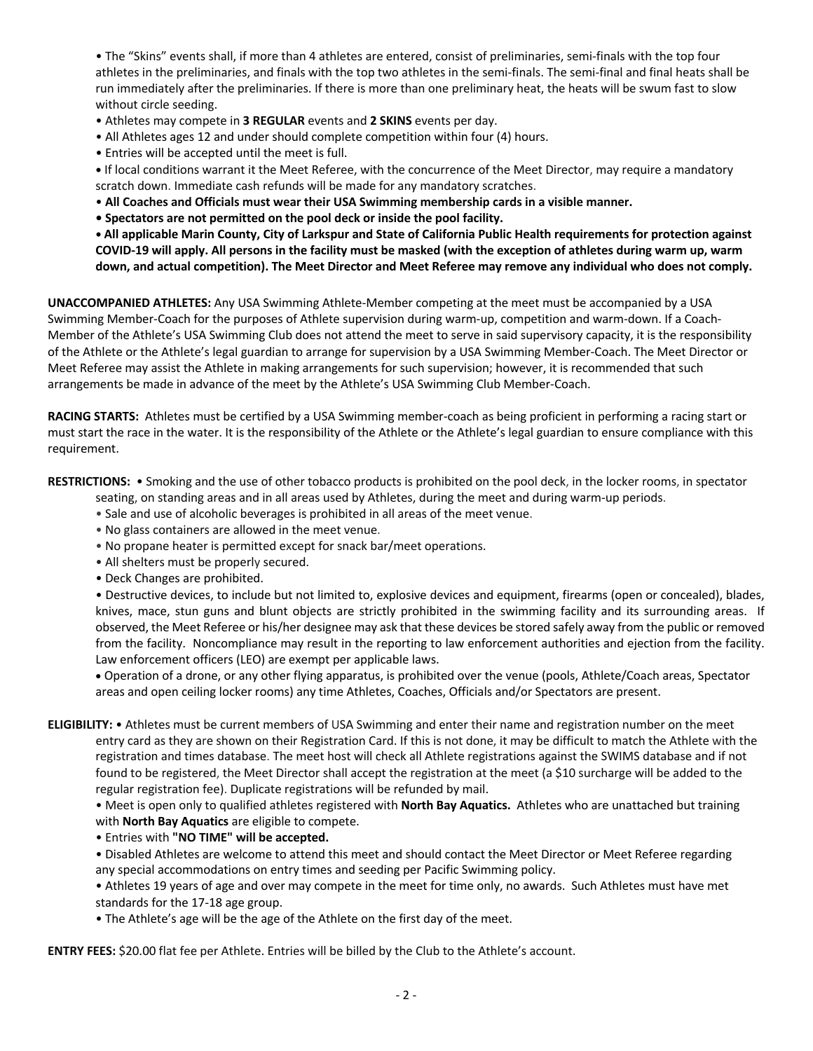- The "Skins" events shall, if more than 4 athletes are entered, consist of preliminaries, semi-finals with the top four athletes in the preliminaries, and finals with the top two athletes in the semi-finals. The semi-final and final heats shall be run immediately after the preliminaries. If there is more than one preliminary heat, the heats will be swum fast to slow without circle seeding.
- Athletes may compete in **3 REGULAR** events and **2 SKINS** events per day.
- All Athletes ages 12 and under should complete competition within four (4) hours.
- Entries will be accepted until the meet is full.
- If local conditions warrant it the Meet Referee, with the concurrence of the Meet Director, may require a mandatory scratch down. Immediate cash refunds will be made for any mandatory scratches.
- **All Coaches and Officials must wear their USA Swimming membership cards in a visible manner.**
- **Spectators are not permitted on the pool deck or inside the pool facility.**
- **All applicable Marin County, City of Larkspur and State of California Public Health requirements for protection against COVID-19 will apply. All persons in the facility must be masked (with the exception of athletes during warm up, warm down, and actual competition). The Meet Director and Meet Referee may remove any individual who does not comply.**

**UNACCOMPANIED ATHLETES:** Any USA Swimming Athlete-Member competing at the meet must be accompanied by a USA Swimming Member-Coach for the purposes of Athlete supervision during warm-up, competition and warm-down. If a Coach-Member of the Athlete's USA Swimming Club does not attend the meet to serve in said supervisory capacity, it is the responsibility of the Athlete or the Athlete's legal guardian to arrange for supervision by a USA Swimming Member-Coach. The Meet Director or Meet Referee may assist the Athlete in making arrangements for such supervision; however, it is recommended that such arrangements be made in advance of the meet by the Athlete's USA Swimming Club Member-Coach.

**RACING STARTS:** Athletes must be certified by a USA Swimming member-coach as being proficient in performing a racing start or must start the race in the water. It is the responsibility of the Athlete or the Athlete's legal guardian to ensure compliance with this requirement.

**RESTRICTIONS:**
- Smoking and the use of other tobacco products is prohibited on the pool deck, in the locker rooms, in spectator seating, on standing areas and in all areas used by Athletes, during the meet and during warm-up periods.
- Sale and use of alcoholic beverages is prohibited in all areas of the meet venue.
- No glass containers are allowed in the meet venue.
- No propane heater is permitted except for snack bar/meet operations.
- All shelters must be properly secured.
- Deck Changes are prohibited.
- Destructive devices, to include but not limited to, explosive devices and equipment, firearms (open or concealed), blades, knives, mace, stun guns and blunt objects are strictly prohibited in the swimming facility and its surrounding areas. If observed, the Meet Referee or his/her designee may ask that these devices be stored safely away from the public or removed from the facility. Noncompliance may result in the reporting to law enforcement authorities and ejection from the facility. Law enforcement officers (LEO) are exempt per applicable laws.
- Operation of a drone, or any other flying apparatus, is prohibited over the venue (pools, Athlete/Coach areas, Spectator areas and open ceiling locker rooms) any time Athletes, Coaches, Officials and/or Spectators are present.

**ELIGIBILITY:**
- Athletes must be current members of USA Swimming and enter their name and registration number on the meet entry card as they are shown on their Registration Card. If this is not done, it may be difficult to match the Athlete with the registration and times database. The meet host will check all Athlete registrations against the SWIMS database and if not found to be registered, the Meet Director shall accept the registration at the meet (a $10 surcharge will be added to the regular registration fee). Duplicate registrations will be refunded by mail.
- Meet is open only to qualified athletes registered with **North Bay Aquatics.** Athletes who are unattached but training with **North Bay Aquatics** are eligible to compete.
- Entries with **"NO TIME" will be accepted.**
- Disabled Athletes are welcome to attend this meet and should contact the Meet Director or Meet Referee regarding any special accommodations on entry times and seeding per Pacific Swimming policy.
- Athletes 19 years of age and over may compete in the meet for time only, no awards. Such Athletes must have met standards for the 17-18 age group.
- The Athlete's age will be the age of the Athlete on the first day of the meet.

**ENTRY FEES:** $20.00 flat fee per Athlete. Entries will be billed by the Club to the Athlete's account.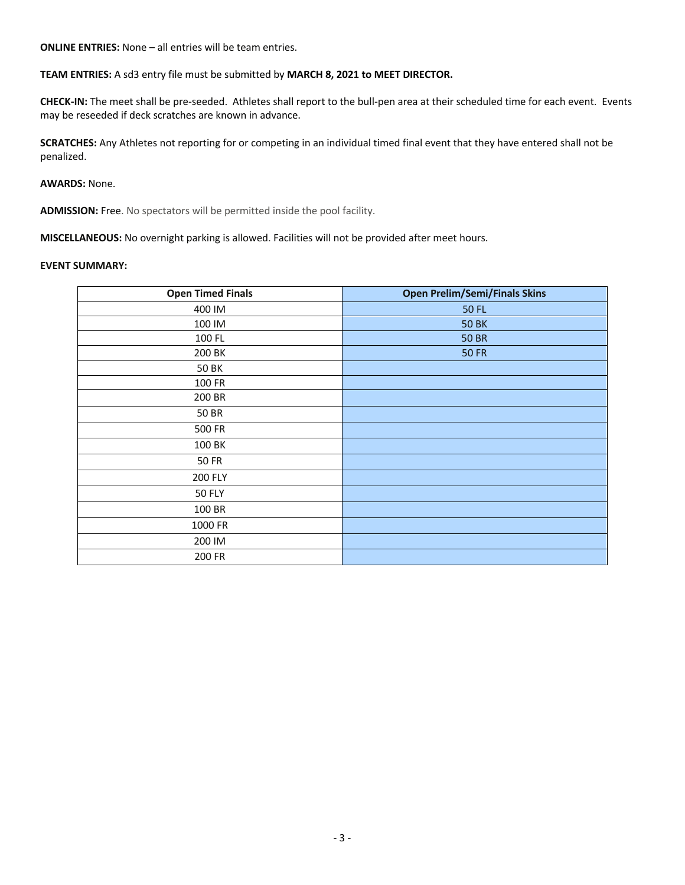**ONLINE ENTRIES:** None – all entries will be team entries.

**TEAM ENTRIES:** A sd3 entry file must be submitted by **MARCH 8, 2021 to MEET DIRECTOR.**

**CHECK-IN:** The meet shall be pre-seeded. Athletes shall report to the bull-pen area at their scheduled time for each event. Events may be reseeded if deck scratches are known in advance.

**SCRATCHES:** Any Athletes not reporting for or competing in an individual timed final event that they have entered shall not be penalized.

**AWARDS:** None.

**ADMISSION:** Free. No spectators will be permitted inside the pool facility.

**MISCELLANEOUS:** No overnight parking is allowed. Facilities will not be provided after meet hours.

**EVENT SUMMARY:**

| Open Timed Finals | Open Prelim/Semi/Finals Skins |
|---|---|
| 400 IM | 50 FL |
| 100 IM | 50 BK |
| 100 FL | 50 BR |
| 200 BK | 50 FR |
| 50 BK | |
| 100 FR | |
| 200 BR | |
| 50 BR | |
| 500 FR | |
| 100 BK | |
| 50 FR | |
| 200 FLY | |
| 50 FLY | |
| 100 BR | |
| 1000 FR | |
| 200 IM | |
| 200 FR | |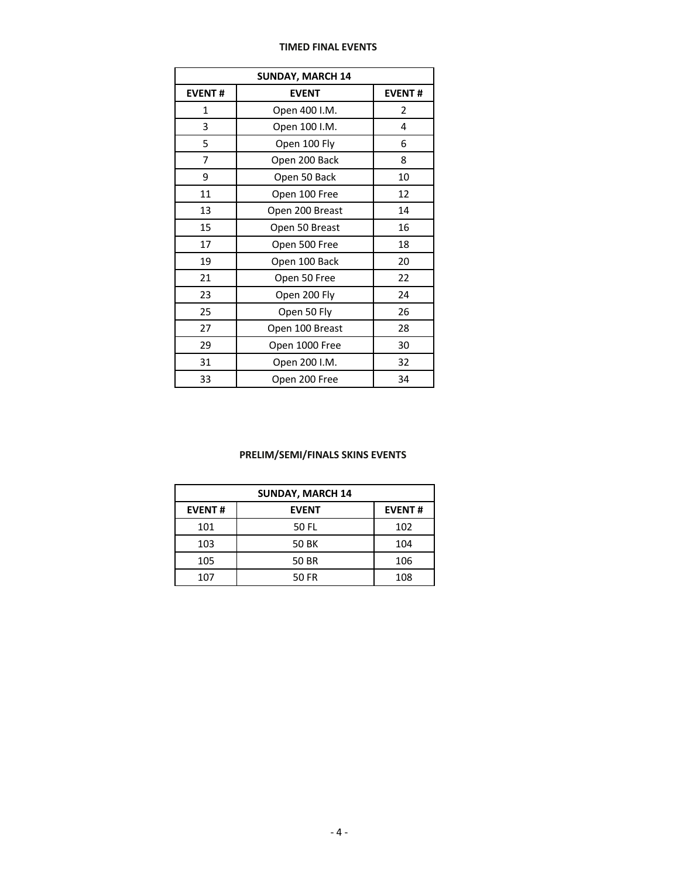**TIMED FINAL EVENTS**

| SUNDAY, MARCH 14 | | |
| --- | --- | --- |
| **EVENT #** | **EVENT** | **EVENT #** |
| 1 | Open 400 I.M. | 2 |
| 3 | Open 100 I.M. | 4 |
| 5 | Open 100 Fly | 6 |
| 7 | Open 200 Back | 8 |
| 9 | Open 50 Back | 10 |
| 11 | Open 100 Free | 12 |
| 13 | Open 200 Breast | 14 |
| 15 | Open 50 Breast | 16 |
| 17 | Open 500 Free | 18 |
| 19 | Open 100 Back | 20 |
| 21 | Open 50 Free | 22 |
| 23 | Open 200 Fly | 24 |
| 25 | Open 50 Fly | 26 |
| 27 | Open 100 Breast | 28 |
| 29 | Open 1000 Free | 30 |
| 31 | Open 200 I.M. | 32 |
| 33 | Open 200 Free | 34 |

**PRELIM/SEMI/FINALS SKINS EVENTS**

| SUNDAY, MARCH 14 | | |
| --- | --- | --- |
| **EVENT #** | **EVENT** | **EVENT #** |
| 101 | 50 FL | 102 |
| 103 | 50 BK | 104 |
| 105 | 50 BR | 106 |
| 107 | 50 FR | 108 |